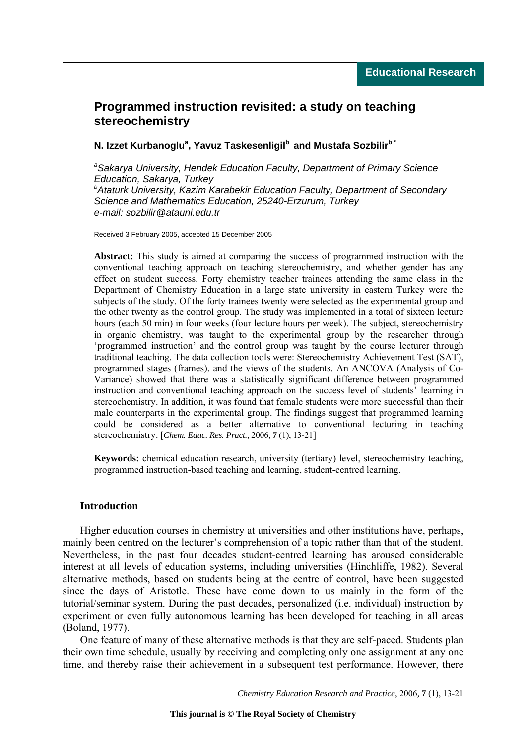Educational Research

# Programmed instruction revisited: a study on teaching stereochemistry

**N. Izzet Kurbanoglu[a], Yavuz Taskesenligil[b] and Mustafa Sozbilir[b *]**

*[a]Sakarya University, Hendek Education Faculty, Department of Primary Science Education, Sakarya, Turkey*
*[b]Ataturk University, Kazim Karabekir Education Faculty, Department of Secondary Science and Mathematics Education, 25240-Erzurum, Turkey*
*e-mail: sozbilir@atauni.edu.tr*

Received 3 February 2005, accepted 15 December 2005

**Abstract:** This study is aimed at comparing the success of programmed instruction with the conventional teaching approach on teaching stereochemistry, and whether gender has any effect on student success. Forty chemistry teacher trainees attending the same class in the Department of Chemistry Education in a large state university in eastern Turkey were the subjects of the study. Of the forty trainees twenty were selected as the experimental group and the other twenty as the control group. The study was implemented in a total of sixteen lecture hours (each 50 min) in four weeks (four lecture hours per week). The subject, stereochemistry in organic chemistry, was taught to the experimental group by the researcher through 'programmed instruction' and the control group was taught by the course lecturer through traditional teaching. The data collection tools were: Stereochemistry Achievement Test (SAT), programmed stages (frames), and the views of the students. An ANCOVA (Analysis of Co-Variance) showed that there was a statistically significant difference between programmed instruction and conventional teaching approach on the success level of students' learning in stereochemistry. In addition, it was found that female students were more successful than their male counterparts in the experimental group. The findings suggest that programmed learning could be considered as a better alternative to conventional lecturing in teaching stereochemistry. [*Chem. Educ. Res. Pract.*, 2006, **7** (1), 13-21]

**Keywords:** chemical education research, university (tertiary) level, stereochemistry teaching, programmed instruction-based teaching and learning, student-centred learning.

## Introduction

Higher education courses in chemistry at universities and other institutions have, perhaps, mainly been centred on the lecturer's comprehension of a topic rather than that of the student. Nevertheless, in the past four decades student-centred learning has aroused considerable interest at all levels of education systems, including universities (Hinchliffe, 1982). Several alternative methods, based on students being at the centre of control, have been suggested since the days of Aristotle. These have come down to us mainly in the form of the tutorial/seminar system. During the past decades, personalized (i.e. individual) instruction by experiment or even fully autonomous learning has been developed for teaching in all areas (Boland, 1977).

One feature of many of these alternative methods is that they are self-paced. Students plan their own time schedule, usually by receiving and completing only one assignment at any one time, and thereby raise their achievement in a subsequent test performance. However, there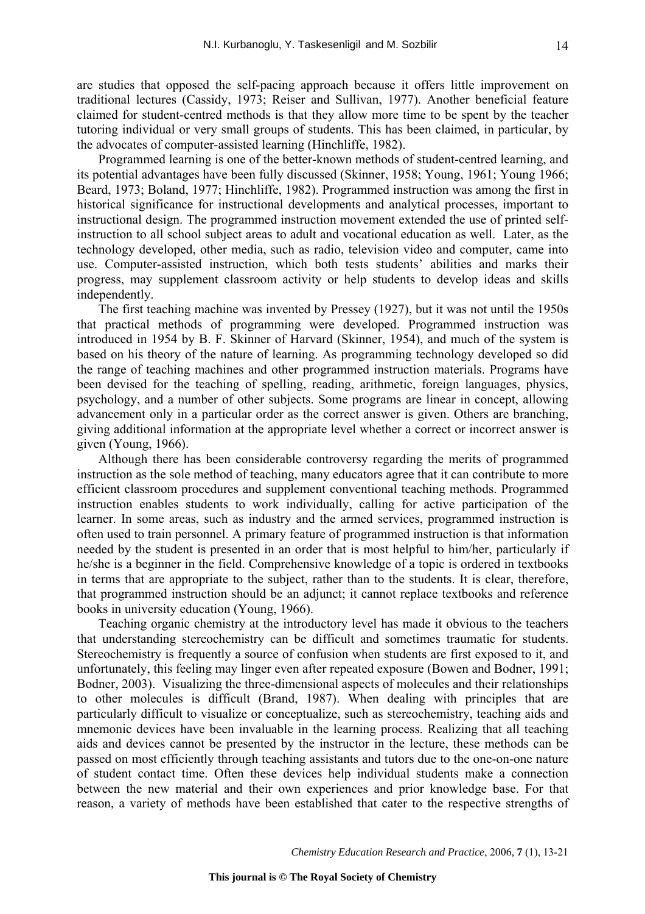are studies that opposed the self-pacing approach because it offers little improvement on traditional lectures (Cassidy, 1973; Reiser and Sullivan, 1977). Another beneficial feature claimed for student-centred methods is that they allow more time to be spent by the teacher tutoring individual or very small groups of students. This has been claimed, in particular, by the advocates of computer-assisted learning (Hinchliffe, 1982).

Programmed learning is one of the better-known methods of student-centred learning, and its potential advantages have been fully discussed (Skinner, 1958; Young, 1961; Young 1966; Beard, 1973; Boland, 1977; Hinchliffe, 1982). Programmed instruction was among the first in historical significance for instructional developments and analytical processes, important to instructional design. The programmed instruction movement extended the use of printed self-instruction to all school subject areas to adult and vocational education as well. Later, as the technology developed, other media, such as radio, television video and computer, came into use. Computer-assisted instruction, which both tests students' abilities and marks their progress, may supplement classroom activity or help students to develop ideas and skills independently.

The first teaching machine was invented by Pressey (1927), but it was not until the 1950s that practical methods of programming were developed. Programmed instruction was introduced in 1954 by B. F. Skinner of Harvard (Skinner, 1954), and much of the system is based on his theory of the nature of learning. As programming technology developed so did the range of teaching machines and other programmed instruction materials. Programs have been devised for the teaching of spelling, reading, arithmetic, foreign languages, physics, psychology, and a number of other subjects. Some programs are linear in concept, allowing advancement only in a particular order as the correct answer is given. Others are branching, giving additional information at the appropriate level whether a correct or incorrect answer is given (Young, 1966).

Although there has been considerable controversy regarding the merits of programmed instruction as the sole method of teaching, many educators agree that it can contribute to more efficient classroom procedures and supplement conventional teaching methods. Programmed instruction enables students to work individually, calling for active participation of the learner. In some areas, such as industry and the armed services, programmed instruction is often used to train personnel. A primary feature of programmed instruction is that information needed by the student is presented in an order that is most helpful to him/her, particularly if he/she is a beginner in the field. Comprehensive knowledge of a topic is ordered in textbooks in terms that are appropriate to the subject, rather than to the students. It is clear, therefore, that programmed instruction should be an adjunct; it cannot replace textbooks and reference books in university education (Young, 1966).

Teaching organic chemistry at the introductory level has made it obvious to the teachers that understanding stereochemistry can be difficult and sometimes traumatic for students. Stereochemistry is frequently a source of confusion when students are first exposed to it, and unfortunately, this feeling may linger even after repeated exposure (Bowen and Bodner, 1991; Bodner, 2003). Visualizing the three-dimensional aspects of molecules and their relationships to other molecules is difficult (Brand, 1987). When dealing with principles that are particularly difficult to visualize or conceptualize, such as stereochemistry, teaching aids and mnemonic devices have been invaluable in the learning process. Realizing that all teaching aids and devices cannot be presented by the instructor in the lecture, these methods can be passed on most efficiently through teaching assistants and tutors due to the one-on-one nature of student contact time. Often these devices help individual students make a connection between the new material and their own experiences and prior knowledge base. For that reason, a variety of methods have been established that cater to the respective strengths of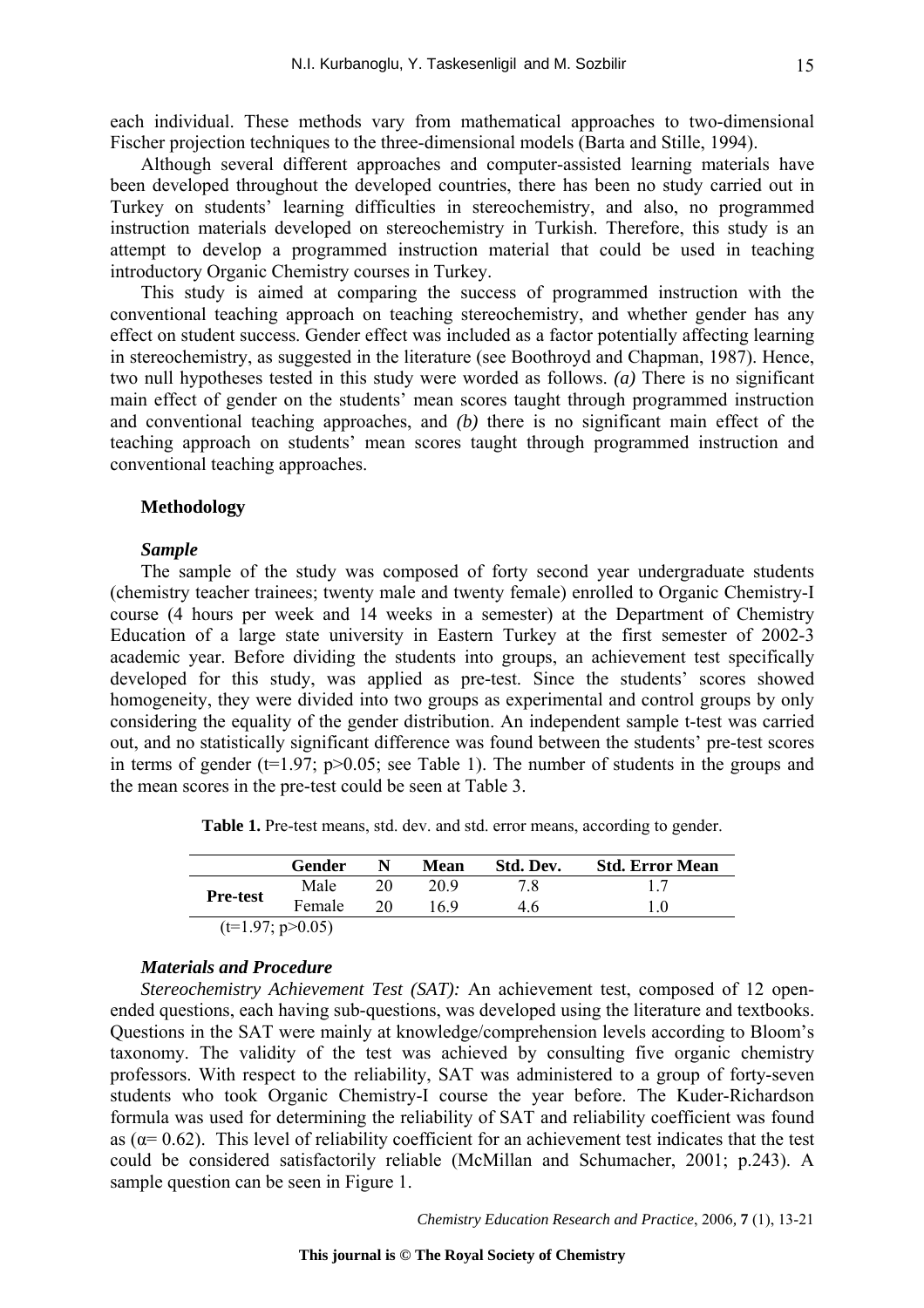each individual. These methods vary from mathematical approaches to two-dimensional Fischer projection techniques to the three-dimensional models (Barta and Stille, 1994).

Although several different approaches and computer-assisted learning materials have been developed throughout the developed countries, there has been no study carried out in Turkey on students' learning difficulties in stereochemistry, and also, no programmed instruction materials developed on stereochemistry in Turkish. Therefore, this study is an attempt to develop a programmed instruction material that could be used in teaching introductory Organic Chemistry courses in Turkey.

This study is aimed at comparing the success of programmed instruction with the conventional teaching approach on teaching stereochemistry, and whether gender has any effect on student success. Gender effect was included as a factor potentially affecting learning in stereochemistry, as suggested in the literature (see Boothroyd and Chapman, 1987). Hence, two null hypotheses tested in this study were worded as follows. *(a)* There is no significant main effect of gender on the students' mean scores taught through programmed instruction and conventional teaching approaches, and *(b)* there is no significant main effect of the teaching approach on students' mean scores taught through programmed instruction and conventional teaching approaches.

## Methodology

### *Sample*

The sample of the study was composed of forty second year undergraduate students (chemistry teacher trainees; twenty male and twenty female) enrolled to Organic Chemistry-I course (4 hours per week and 14 weeks in a semester) at the Department of Chemistry Education of a large state university in Eastern Turkey at the first semester of 2002-3 academic year. Before dividing the students into groups, an achievement test specifically developed for this study, was applied as pre-test. Since the students' scores showed homogeneity, they were divided into two groups as experimental and control groups by only considering the equality of the gender distribution. An independent sample t-test was carried out, and no statistically significant difference was found between the students' pre-test scores in terms of gender ($t=1.97$; $p>0.05$; see Table 1). The number of students in the groups and the mean scores in the pre-test could be seen at Table 3.

**Table 1.** Pre-test means, std. dev. and std. error means, according to gender.

| | Gender | N | Mean | Std. Dev. | Std. Error Mean |
|---|---|---|---|---|---|
| **Pre-test** | Male | 20 | 20.9 | 7.8 | 1.7 |
| | Female | 20 | 16.9 | 4.6 | 1.0 |

($t=1.97$; $p>0.05$)

### *Materials and Procedure*

*Stereochemistry Achievement Test (SAT):* An achievement test, composed of 12 open-ended questions, each having sub-questions, was developed using the literature and textbooks. Questions in the SAT were mainly at knowledge/comprehension levels according to Bloom's taxonomy. The validity of the test was achieved by consulting five organic chemistry professors. With respect to the reliability, SAT was administered to a group of forty-seven students who took Organic Chemistry-I course the year before. The Kuder-Richardson formula was used for determining the reliability of SAT and reliability coefficient was found as ($\alpha= 0.62$). This level of reliability coefficient for an achievement test indicates that the test could be considered satisfactorily reliable (McMillan and Schumacher, 2001; p.243). A sample question can be seen in Figure 1.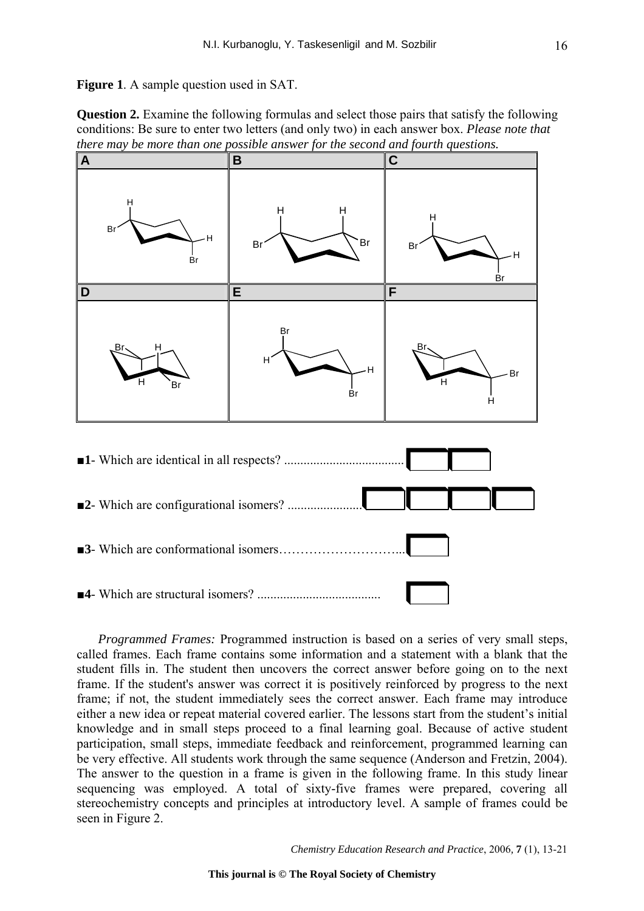**Figure 1**. A sample question used in SAT.

**Question 2.** Examine the following formulas and select those pairs that satisfy the following conditions: Be sure to enter two letters (and only two) in each answer box. *Please note that there may be more than one possible answer for the second and fourth questions.*

■**1**- Which are identical in all respects? ....................................

■**2**- Which are configurational isomers? ......................

■**3**- Which are conformational isomers………………………...

■**4**- Which are structural isomers? .....................................

*Programmed Frames:* Programmed instruction is based on a series of very small steps, called frames. Each frame contains some information and a statement with a blank that the student fills in. The student then uncovers the correct answer before going on to the next frame. If the student's answer was correct it is positively reinforced by progress to the next frame; if not, the student immediately sees the correct answer. Each frame may introduce either a new idea or repeat material covered earlier. The lessons start from the student's initial knowledge and in small steps proceed to a final learning goal. Because of active student participation, small steps, immediate feedback and reinforcement, programmed learning can be very effective. All students work through the same sequence (Anderson and Fretzin, 2004). The answer to the question in a frame is given in the following frame. In this study linear sequencing was employed. A total of sixty-five frames were prepared, covering all stereochemistry concepts and principles at introductory level. A sample of frames could be seen in Figure 2.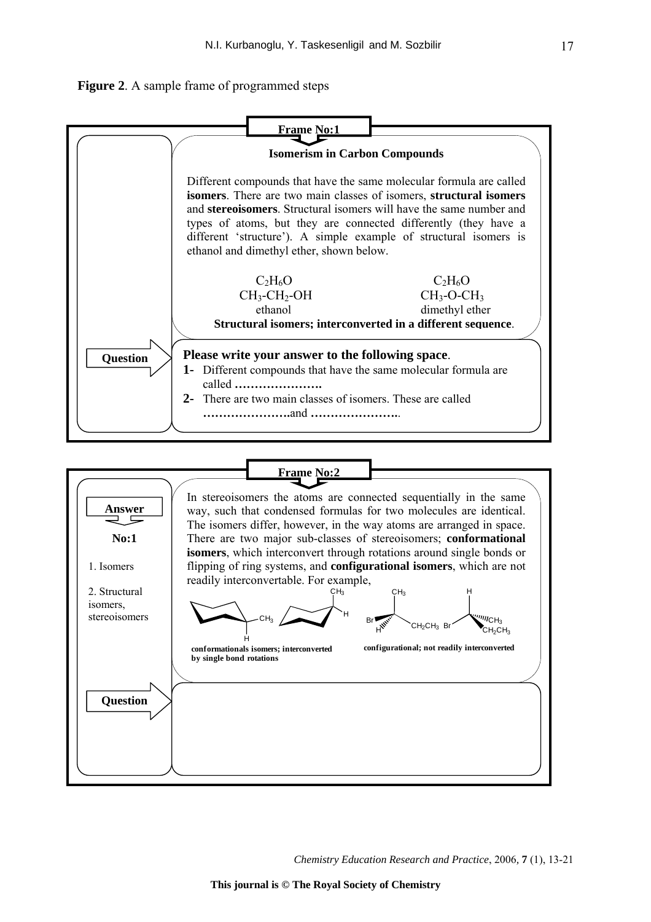**Figure 2**. A sample frame of programmed steps

**Frame No:1**

**Isomerism in Carbon Compounds**

Different compounds that have the same molecular formula are called **isomers**. There are two main classes of isomers, **structural isomers** and **stereoisomers**. Structural isomers will have the same number and types of atoms, but they are connected differently (they have a different 'structure'). A simple example of structural isomers is ethanol and dimethyl ether, shown below.

| $C_2H_6O$ | $C_2H_6O$ |
|---|---|
| $CH_3$-$CH_2$-OH | $CH_3$-O-$CH_3$ |
| ethanol | dimethyl ether |

**Structural isomers; interconverted in a different sequence**.

**Question**

**Please write your answer to the following space**.

**1-** Different compounds that have the same molecular formula are called **………………….**

**2-** There are two main classes of isomers. These are called **………………….**and **…………………..**

**Frame No:2**

**Answer**

**No:1**

1. Isomers

2. Structural isomers, stereoisomers

In stereoisomers the atoms are connected sequentially in the same way, such that condensed formulas for two molecules are identical. The isomers differ, however, in the way atoms are arranged in space. There are two major sub-classes of stereoisomers; **conformational isomers**, which interconvert through rotations around single bonds or flipping of ring systems, and **configurational isomers**, which are not readily interconvertable. For example,

**conformationals isomers; interconverted by single bond rotations**

**configurational; not readily interconverted**

**Question**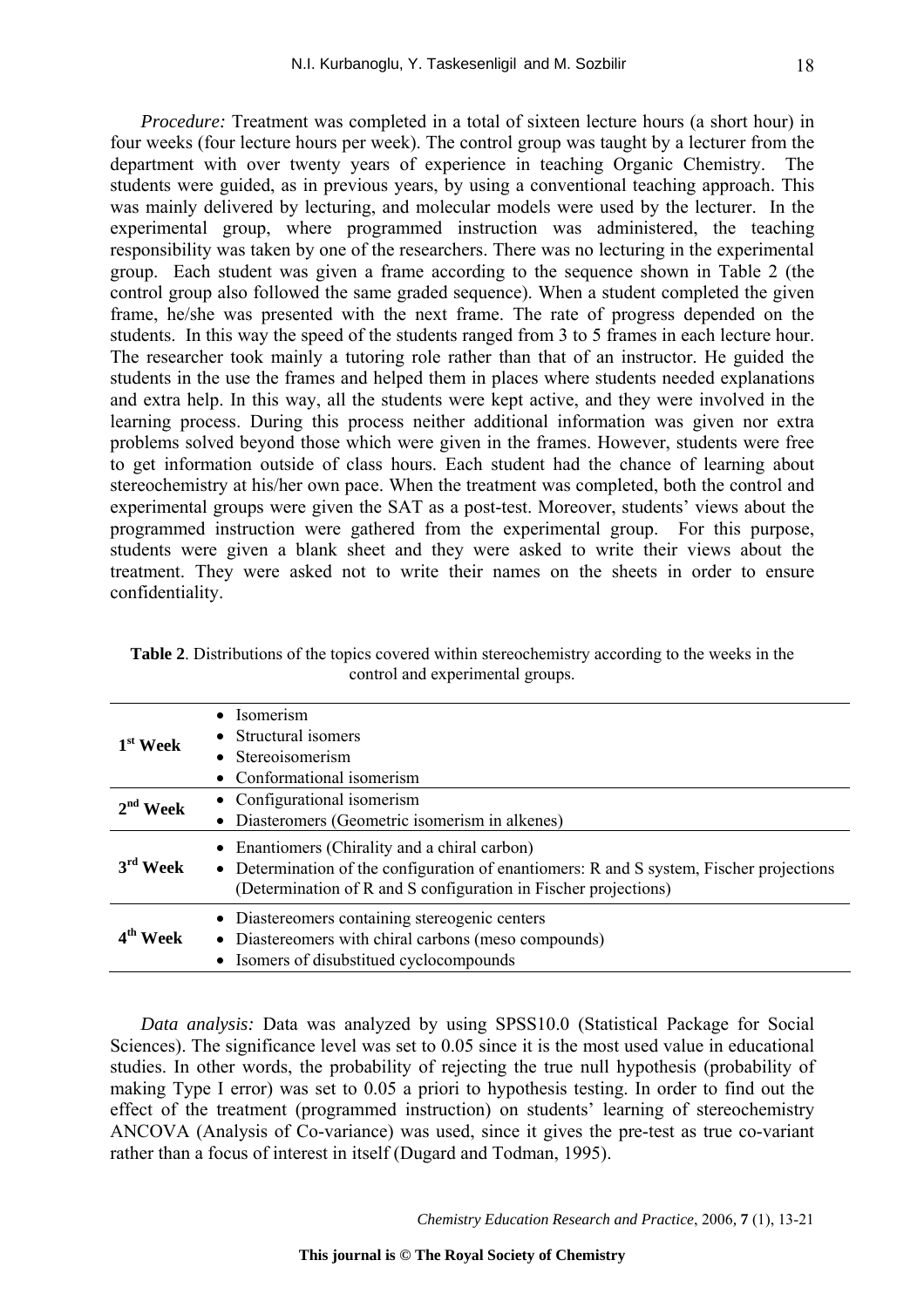*Procedure:* Treatment was completed in a total of sixteen lecture hours (a short hour) in four weeks (four lecture hours per week). The control group was taught by a lecturer from the department with over twenty years of experience in teaching Organic Chemistry. The students were guided, as in previous years, by using a conventional teaching approach. This was mainly delivered by lecturing, and molecular models were used by the lecturer. In the experimental group, where programmed instruction was administered, the teaching responsibility was taken by one of the researchers. There was no lecturing in the experimental group. Each student was given a frame according to the sequence shown in Table 2 (the control group also followed the same graded sequence). When a student completed the given frame, he/she was presented with the next frame. The rate of progress depended on the students. In this way the speed of the students ranged from 3 to 5 frames in each lecture hour. The researcher took mainly a tutoring role rather than that of an instructor. He guided the students in the use the frames and helped them in places where students needed explanations and extra help. In this way, all the students were kept active, and they were involved in the learning process. During this process neither additional information was given nor extra problems solved beyond those which were given in the frames. However, students were free to get information outside of class hours. Each student had the chance of learning about stereochemistry at his/her own pace. When the treatment was completed, both the control and experimental groups were given the SAT as a post-test. Moreover, students' views about the programmed instruction were gathered from the experimental group. For this purpose, students were given a blank sheet and they were asked to write their views about the treatment. They were asked not to write their names on the sheets in order to ensure confidentiality.

**Table 2**. Distributions of the topics covered within stereochemistry according to the weeks in the control and experimental groups.

| | |
|---|---|
| **1st Week** | • Isomerism<br>• Structural isomers<br>• Stereoisomerism<br>• Conformational isomerism |
| **2nd Week** | • Configurational isomerism<br>• Diasteromers (Geometric isomerism in alkenes) |
| **3rd Week** | • Enantiomers (Chirality and a chiral carbon)<br>• Determination of the configuration of enantiomers: R and S system, Fischer projections (Determination of R and S configuration in Fischer projections) |
| **4th Week** | • Diastereomers containing stereogenic centers<br>• Diastereomers with chiral carbons (meso compounds)<br>• Isomers of disubstitued cyclocompounds |

*Data analysis:* Data was analyzed by using SPSS10.0 (Statistical Package for Social Sciences). The significance level was set to 0.05 since it is the most used value in educational studies. In other words, the probability of rejecting the true null hypothesis (probability of making Type I error) was set to 0.05 a priori to hypothesis testing. In order to find out the effect of the treatment (programmed instruction) on students' learning of stereochemistry ANCOVA (Analysis of Co-variance) was used, since it gives the pre-test as true co-variant rather than a focus of interest in itself (Dugard and Todman, 1995).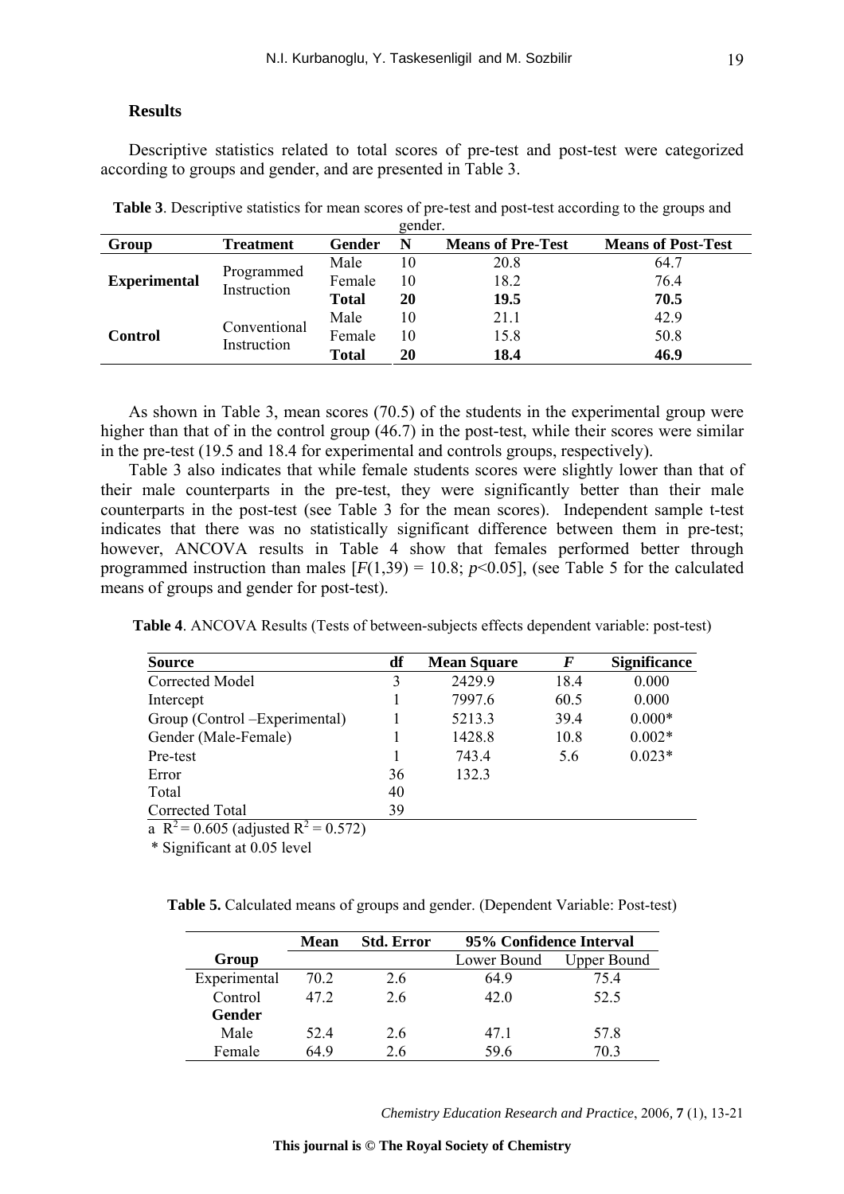## Results

Descriptive statistics related to total scores of pre-test and post-test were categorized according to groups and gender, and are presented in Table 3.

**Table 3**. Descriptive statistics for mean scores of pre-test and post-test according to the groups and gender.

| Group | Treatment | Gender | N | Means of Pre-Test | Means of Post-Test |
|---|---|---|---|---|---|
| **Experimental** | Programmed Instruction | Male | 10 | 20.8 | 64.7 |
| | | Female | 10 | 18.2 | 76.4 |
| | | **Total** | **20** | **19.5** | **70.5** |
| **Control** | Conventional Instruction | Male | 10 | 21.1 | 42.9 |
| | | Female | 10 | 15.8 | 50.8 |
| | | **Total** | **20** | **18.4** | **46.9** |

As shown in Table 3, mean scores (70.5) of the students in the experimental group were higher than that of in the control group (46.7) in the post-test, while their scores were similar in the pre-test (19.5 and 18.4 for experimental and controls groups, respectively).

Table 3 also indicates that while female students scores were slightly lower than that of their male counterparts in the pre-test, they were significantly better than their male counterparts in the post-test (see Table 3 for the mean scores). Independent sample t-test indicates that there was no statistically significant difference between them in pre-test; however, ANCOVA results in Table 4 show that females performed better through programmed instruction than males [$F(1,39) = 10.8$; $p<0.05$], (see Table 5 for the calculated means of groups and gender for post-test).

**Table 4**. ANCOVA Results (Tests of between-subjects effects dependent variable: post-test)

| Source | df | Mean Square | *F* | Significance |
|---|---|---|---|---|
| Corrected Model | 3 | 2429.9 | 18.4 | 0.000 |
| Intercept | 1 | 7997.6 | 60.5 | 0.000 |
| Group (Control –Experimental) | 1 | 5213.3 | 39.4 | 0.000* |
| Gender (Male-Female) | 1 | 1428.8 | 10.8 | 0.002* |
| Pre-test | 1 | 743.4 | 5.6 | 0.023* |
| Error | 36 | 132.3 | | |
| Total | 40 | | | |
| Corrected Total | 39 | | | |

a $R^2 = 0.605$ (adjusted $R^2 = 0.572$)

\* Significant at 0.05 level

**Table 5.** Calculated means of groups and gender. (Dependent Variable: Post-test)

| | Mean | Std. Error | 95% Confidence Interval | |
|---|---|---|---|---|
| **Group** | | | Lower Bound | Upper Bound |
| Experimental | 70.2 | 2.6 | 64.9 | 75.4 |
| Control | 47.2 | 2.6 | 42.0 | 52.5 |
| **Gender** | | | | |
| Male | 52.4 | 2.6 | 47.1 | 57.8 |
| Female | 64.9 | 2.6 | 59.6 | 70.3 |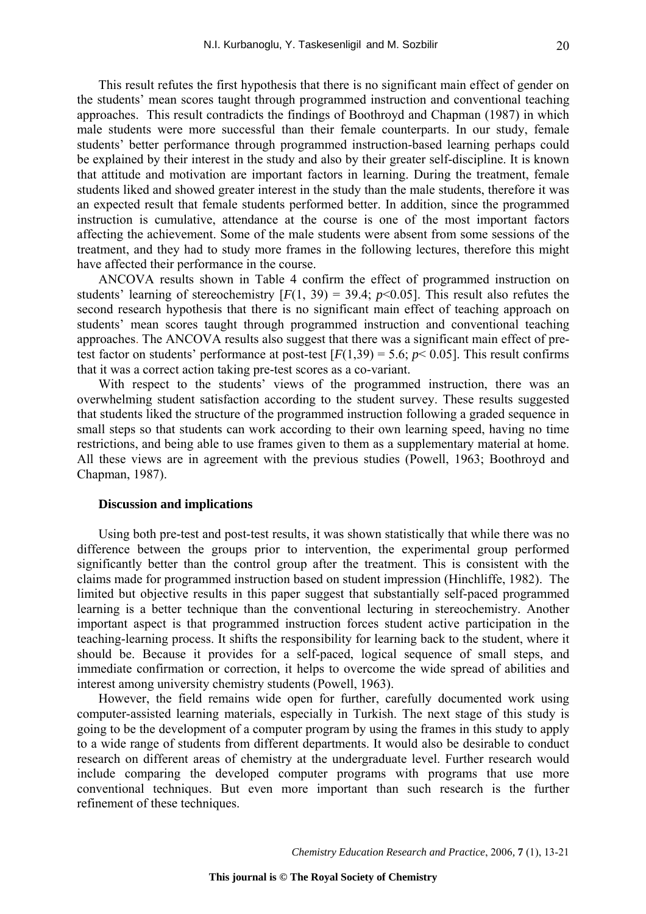This result refutes the first hypothesis that there is no significant main effect of gender on the students' mean scores taught through programmed instruction and conventional teaching approaches. This result contradicts the findings of Boothroyd and Chapman (1987) in which male students were more successful than their female counterparts. In our study, female students' better performance through programmed instruction-based learning perhaps could be explained by their interest in the study and also by their greater self-discipline. It is known that attitude and motivation are important factors in learning. During the treatment, female students liked and showed greater interest in the study than the male students, therefore it was an expected result that female students performed better. In addition, since the programmed instruction is cumulative, attendance at the course is one of the most important factors affecting the achievement. Some of the male students were absent from some sessions of the treatment, and they had to study more frames in the following lectures, therefore this might have affected their performance in the course.

ANCOVA results shown in Table 4 confirm the effect of programmed instruction on students' learning of stereochemistry [$F(1, 39) = 39.4$; $p<0.05$]. This result also refutes the second research hypothesis that there is no significant main effect of teaching approach on students' mean scores taught through programmed instruction and conventional teaching approaches. The ANCOVA results also suggest that there was a significant main effect of pre-test factor on students' performance at post-test [$F(1,39) = 5.6$; $p< 0.05$]. This result confirms that it was a correct action taking pre-test scores as a co-variant.

With respect to the students' views of the programmed instruction, there was an overwhelming student satisfaction according to the student survey. These results suggested that students liked the structure of the programmed instruction following a graded sequence in small steps so that students can work according to their own learning speed, having no time restrictions, and being able to use frames given to them as a supplementary material at home. All these views are in agreement with the previous studies (Powell, 1963; Boothroyd and Chapman, 1987).

## Discussion and implications

Using both pre-test and post-test results, it was shown statistically that while there was no difference between the groups prior to intervention, the experimental group performed significantly better than the control group after the treatment. This is consistent with the claims made for programmed instruction based on student impression (Hinchliffe, 1982). The limited but objective results in this paper suggest that substantially self-paced programmed learning is a better technique than the conventional lecturing in stereochemistry. Another important aspect is that programmed instruction forces student active participation in the teaching-learning process. It shifts the responsibility for learning back to the student, where it should be. Because it provides for a self-paced, logical sequence of small steps, and immediate confirmation or correction, it helps to overcome the wide spread of abilities and interest among university chemistry students (Powell, 1963).

However, the field remains wide open for further, carefully documented work using computer-assisted learning materials, especially in Turkish. The next stage of this study is going to be the development of a computer program by using the frames in this study to apply to a wide range of students from different departments. It would also be desirable to conduct research on different areas of chemistry at the undergraduate level. Further research would include comparing the developed computer programs with programs that use more conventional techniques. But even more important than such research is the further refinement of these techniques.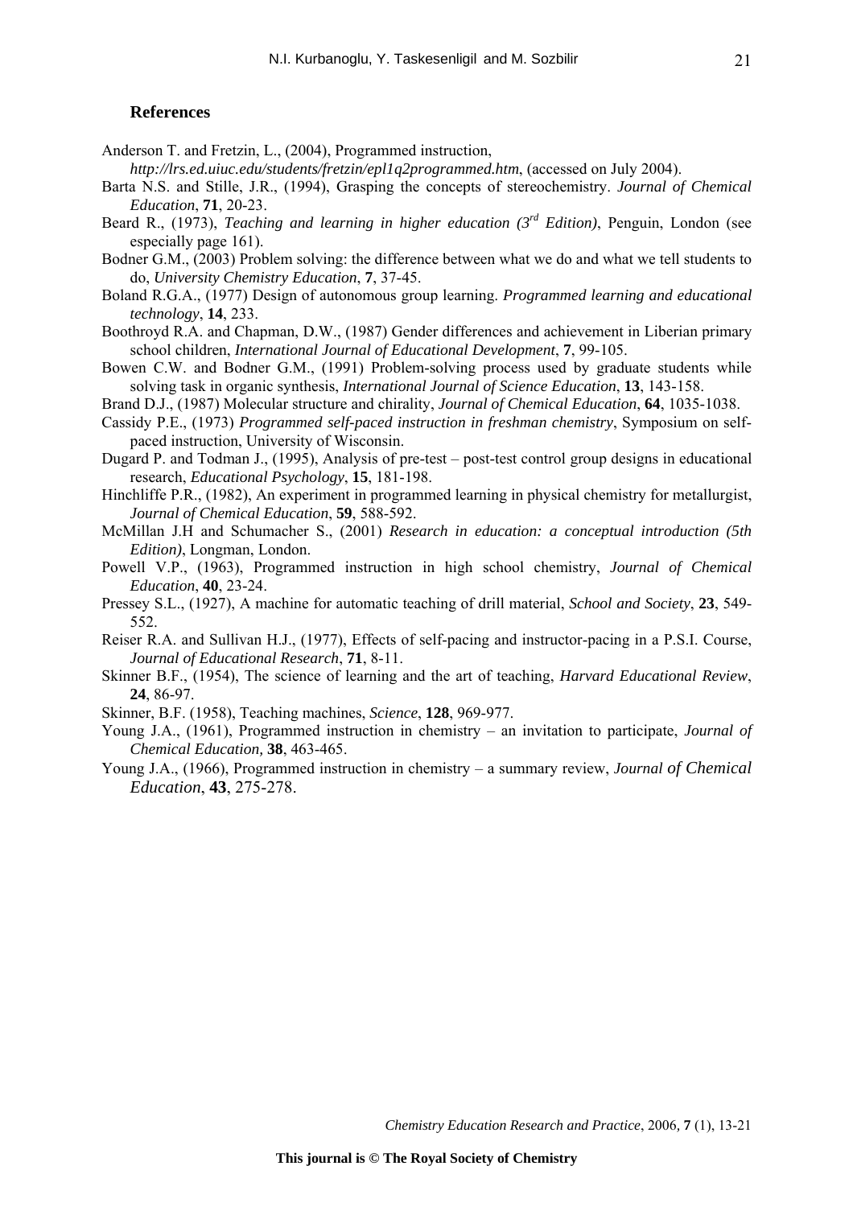## References

Anderson T. and Fretzin, L., (2004), Programmed instruction, *http://lrs.ed.uiuc.edu/students/fretzin/epl1q2programmed.htm*, (accessed on July 2004).

Barta N.S. and Stille, J.R., (1994), Grasping the concepts of stereochemistry. *Journal of Chemical Education*, **71**, 20-23.

Beard R., (1973), *Teaching and learning in higher education (3rd Edition)*, Penguin, London (see especially page 161).

Bodner G.M., (2003) Problem solving: the difference between what we do and what we tell students to do, *University Chemistry Education*, **7**, 37-45.

Boland R.G.A., (1977) Design of autonomous group learning. *Programmed learning and educational technology*, **14**, 233.

Boothroyd R.A. and Chapman, D.W., (1987) Gender differences and achievement in Liberian primary school children, *International Journal of Educational Development*, **7**, 99-105.

Bowen C.W. and Bodner G.M., (1991) Problem-solving process used by graduate students while solving task in organic synthesis, *International Journal of Science Education*, **13**, 143-158.

Brand D.J., (1987) Molecular structure and chirality, *Journal of Chemical Education*, **64**, 1035-1038.

Cassidy P.E., (1973) *Programmed self-paced instruction in freshman chemistry*, Symposium on self-paced instruction, University of Wisconsin.

Dugard P. and Todman J., (1995), Analysis of pre-test – post-test control group designs in educational research, *Educational Psychology*, **15**, 181-198.

Hinchliffe P.R., (1982), An experiment in programmed learning in physical chemistry for metallurgist, *Journal of Chemical Education*, **59**, 588-592.

McMillan J.H and Schumacher S., (2001) *Research in education: a conceptual introduction (5th Edition)*, Longman, London.

Powell V.P., (1963), Programmed instruction in high school chemistry, *Journal of Chemical Education*, **40**, 23-24.

Pressey S.L., (1927), A machine for automatic teaching of drill material, *School and Society*, **23**, 549-552.

Reiser R.A. and Sullivan H.J., (1977), Effects of self-pacing and instructor-pacing in a P.S.I. Course, *Journal of Educational Research*, **71**, 8-11.

Skinner B.F., (1954), The science of learning and the art of teaching, *Harvard Educational Review*, **24**, 86-97.

Skinner, B.F. (1958), Teaching machines, *Science*, **128**, 969-977.

Young J.A., (1961), Programmed instruction in chemistry – an invitation to participate, *Journal of Chemical Education,* **38**, 463-465.

Young J.A., (1966), Programmed instruction in chemistry – a summary review, *Journal of Chemical Education*, **43**, 275-278.